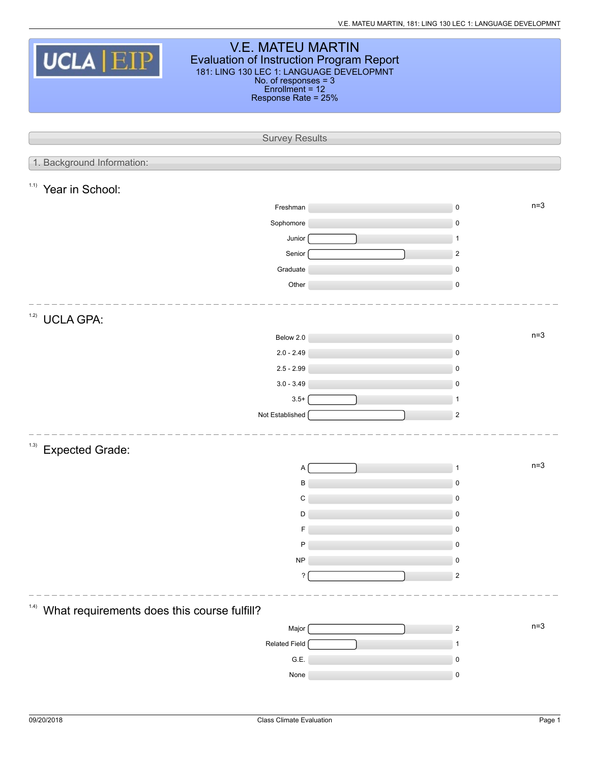# V.E. MATEU MARTIN

## Evaluation of Instruction Program Report

181: LING 130 LEC 1: LANGUAGE DEVELOPMNT
No. of responses = 3
Enrollment = 12
Response Rate = 25%

## Survey Results

### 1. Background Information:

#### 1.1) Year in School:

n=3

| Response | Count |
|---|---|
| Freshman | 0 |
| Sophomore | 0 |
| Junior | 1 |
| Senior | 2 |
| Graduate | 0 |
| Other | 0 |

#### 1.2) UCLA GPA:

n=3

| Response | Count |
|---|---|
| Below 2.0 | 0 |
| 2.0 - 2.49 | 0 |
| 2.5 - 2.99 | 0 |
| 3.0 - 3.49 | 0 |
| 3.5+ | 1 |
| Not Established | 2 |

#### 1.3) Expected Grade:

n=3

| Response | Count |
|---|---|
| A | 1 |
| B | 0 |
| C | 0 |
| D | 0 |
| F | 0 |
| P | 0 |
| NP | 0 |
| ? | 2 |

#### 1.4) What requirements does this course fulfill?

n=3

| Response | Count |
|---|---|
| Major | 2 |
| Related Field | 1 |
| G.E. | 0 |
| None | 0 |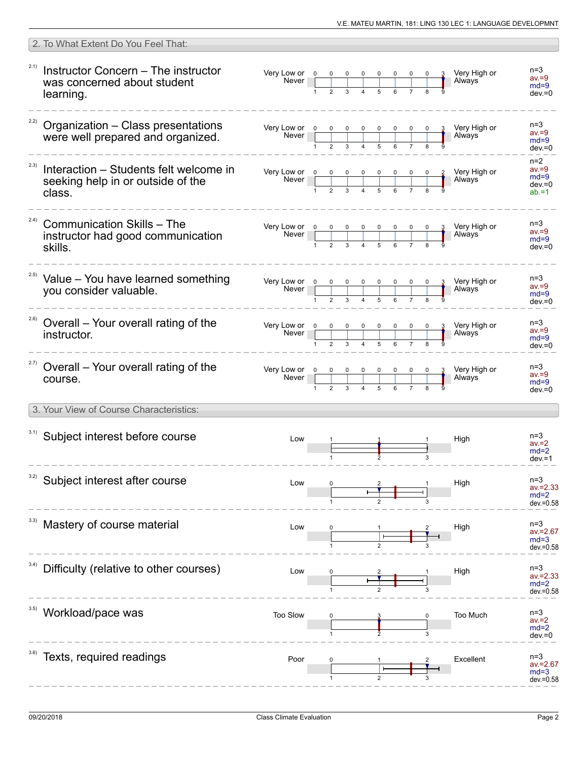## 2. To What Extent Do You Feel That:

| Item | Question | Low label | 1 | 2 | 3 | 4 | 5 | 6 | 7 | 8 | 9 | High label | Statistics |
|---|---|---|---|---|---|---|---|---|---|---|---|---|---|
| 2.1) | Instructor Concern – The instructor was concerned about student learning. | Very Low or Never | 0 | 0 | 0 | 0 | 0 | 0 | 0 | 0 | 3 | Very High or Always | n=3, av.=9, md=9, dev.=0 |
| 2.2) | Organization – Class presentations were well prepared and organized. | Very Low or Never | 0 | 0 | 0 | 0 | 0 | 0 | 0 | 0 | 3 | Very High or Always | n=3, av.=9, md=9, dev.=0 |
| 2.3) | Interaction – Students felt welcome in seeking help in or outside of the class. | Very Low or Never | 0 | 0 | 0 | 0 | 0 | 0 | 0 | 0 | 2 | Very High or Always | n=2, av.=9, md=9, dev.=0, ab.=1 |
| 2.4) | Communication Skills – The instructor had good communication skills. | Very Low or Never | 0 | 0 | 0 | 0 | 0 | 0 | 0 | 0 | 3 | Very High or Always | n=3, av.=9, md=9, dev.=0 |
| 2.5) | Value – You have learned something you consider valuable. | Very Low or Never | 0 | 0 | 0 | 0 | 0 | 0 | 0 | 0 | 3 | Very High or Always | n=3, av.=9, md=9, dev.=0 |
| 2.6) | Overall – Your overall rating of the instructor. | Very Low or Never | 0 | 0 | 0 | 0 | 0 | 0 | 0 | 0 | 3 | Very High or Always | n=3, av.=9, md=9, dev.=0 |
| 2.7) | Overall – Your overall rating of the course. | Very Low or Never | 0 | 0 | 0 | 0 | 0 | 0 | 0 | 0 | 3 | Very High or Always | n=3, av.=9, md=9, dev.=0 |

## 3. Your View of Course Characteristics:

| Item | Question | Low label | 1 | 2 | 3 | High label | Statistics |
|---|---|---|---|---|---|---|---|
| 3.1) | Subject interest before course | Low | 1 | 1 | 1 | High | n=3, av.=2, md=2, dev.=1 |
| 3.2) | Subject interest after course | Low | 0 | 2 | 1 | High | n=3, av.=2.33, md=2, dev.=0.58 |
| 3.3) | Mastery of course material | Low | 0 | 1 | 2 | High | n=3, av.=2.67, md=3, dev.=0.58 |
| 3.4) | Difficulty (relative to other courses) | Low | 0 | 2 | 1 | High | n=3, av.=2.33, md=2, dev.=0.58 |
| 3.5) | Workload/pace was | Too Slow | 0 | 3 | 0 | Too Much | n=3, av.=2, md=2, dev.=0 |
| 3.6) | Texts, required readings | Poor | 0 | 1 | 2 | Excellent | n=3, av.=2.67, md=3, dev.=0.58 |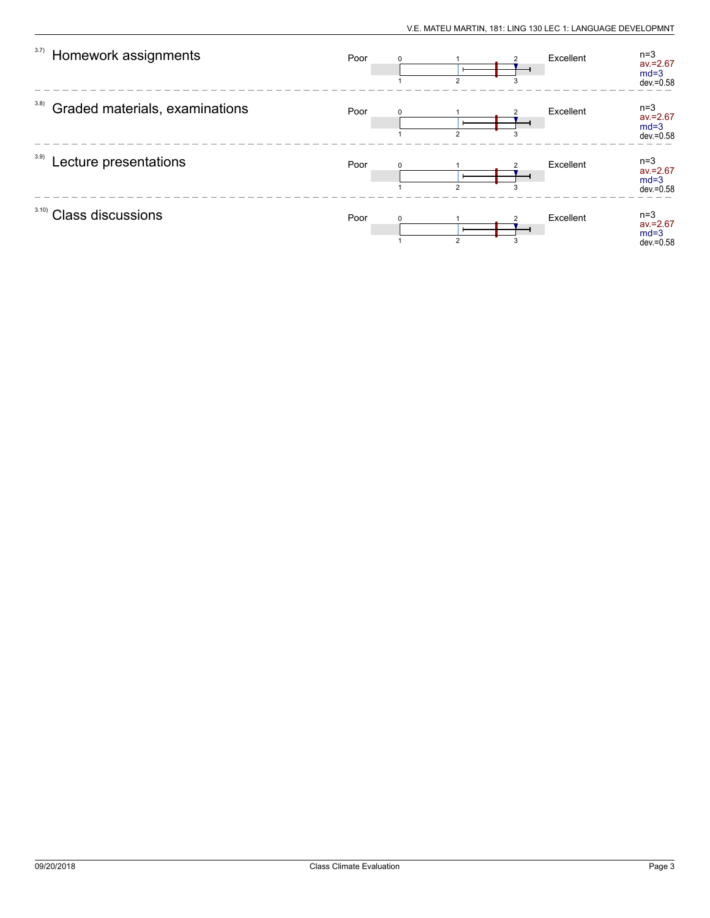3.7) Homework assignments

Poor — Excellent

n=3
av.=2.67
md=3
dev.=0.58

---

3.8) Graded materials, examinations

Poor — Excellent

n=3
av.=2.67
md=3
dev.=0.58

---

3.9) Lecture presentations

Poor — Excellent

n=3
av.=2.67
md=3
dev.=0.58

---

3.10) Class discussions

Poor — Excellent

n=3
av.=2.67
md=3
dev.=0.58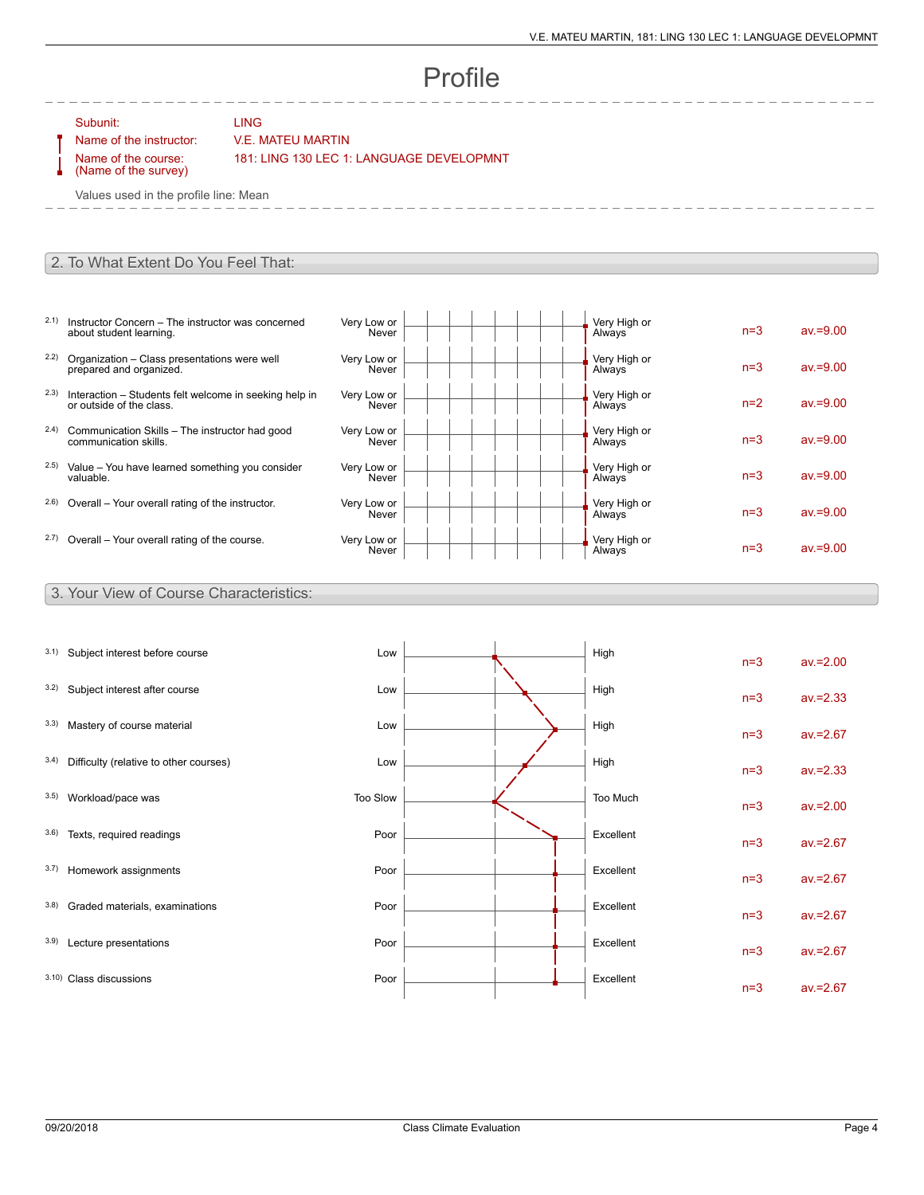# Profile

Subunit: LING

Name of the instructor: V.E. MATEU MARTIN

Name of the course: (Name of the survey) 181: LING 130 LEC 1: LANGUAGE DEVELOPMNT

Values used in the profile line: Mean

## 2. To What Extent Do You Feel That:

| | Item | Left pole | Right pole | n | av. |
|---|---|---|---|---|---|
| 2.1) | Instructor Concern – The instructor was concerned about student learning. | Very Low or Never | Very High or Always | n=3 | av.=9.00 |
| 2.2) | Organization – Class presentations were well prepared and organized. | Very Low or Never | Very High or Always | n=3 | av.=9.00 |
| 2.3) | Interaction – Students felt welcome in seeking help in or outside of the class. | Very Low or Never | Very High or Always | n=2 | av.=9.00 |
| 2.4) | Communication Skills – The instructor had good communication skills. | Very Low or Never | Very High or Always | n=3 | av.=9.00 |
| 2.5) | Value – You have learned something you consider valuable. | Very Low or Never | Very High or Always | n=3 | av.=9.00 |
| 2.6) | Overall – Your overall rating of the instructor. | Very Low or Never | Very High or Always | n=3 | av.=9.00 |
| 2.7) | Overall – Your overall rating of the course. | Very Low or Never | Very High or Always | n=3 | av.=9.00 |

## 3. Your View of Course Characteristics:

| | Item | Left pole | Right pole | n | av. |
|---|---|---|---|---|---|
| 3.1) | Subject interest before course | Low | High | n=3 | av.=2.00 |
| 3.2) | Subject interest after course | Low | High | n=3 | av.=2.33 |
| 3.3) | Mastery of course material | Low | High | n=3 | av.=2.67 |
| 3.4) | Difficulty (relative to other courses) | Low | High | n=3 | av.=2.33 |
| 3.5) | Workload/pace was | Too Slow | Too Much | n=3 | av.=2.00 |
| 3.6) | Texts, required readings | Poor | Excellent | n=3 | av.=2.67 |
| 3.7) | Homework assignments | Poor | Excellent | n=3 | av.=2.67 |
| 3.8) | Graded materials, examinations | Poor | Excellent | n=3 | av.=2.67 |
| 3.9) | Lecture presentations | Poor | Excellent | n=3 | av.=2.67 |
| 3.10) | Class discussions | Poor | Excellent | n=3 | av.=2.67 |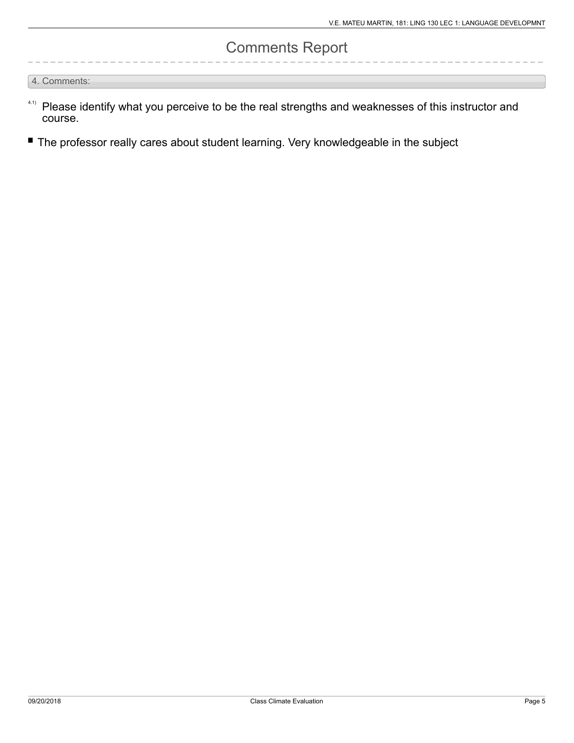# Comments Report

## 4. Comments:

4.1) Please identify what you perceive to be the real strengths and weaknesses of this instructor and course.

- The professor really cares about student learning. Very knowledgeable in the subject